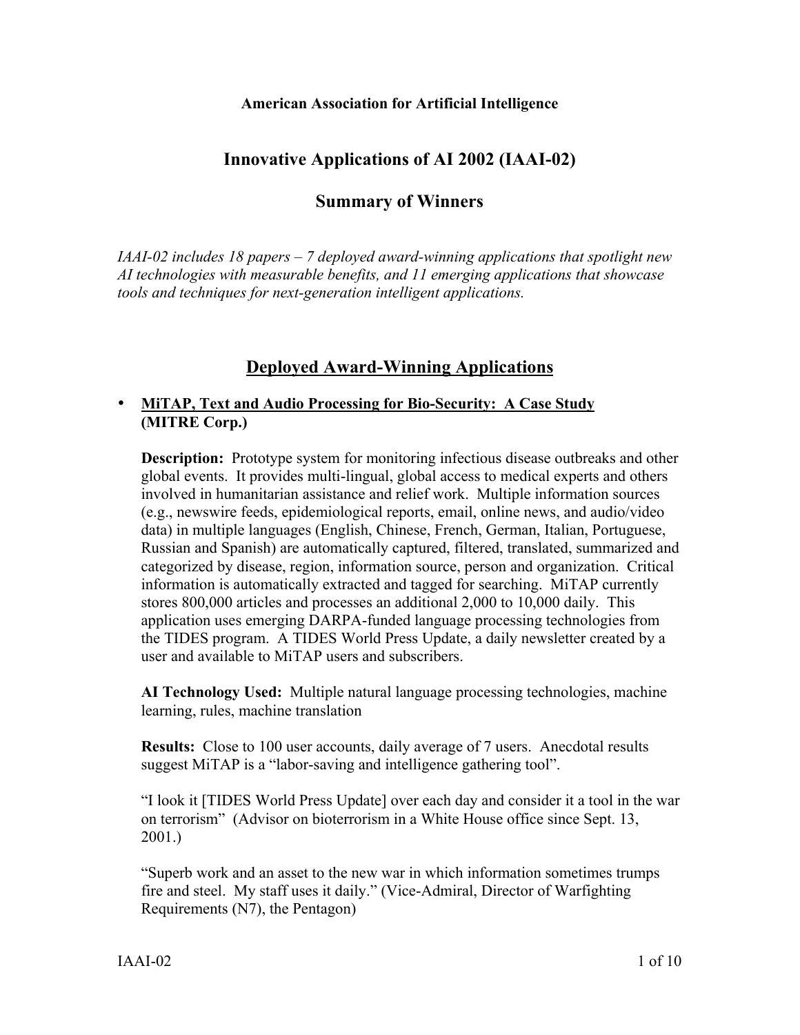**American Association for Artificial Intelligence**

# Innovative Applications of AI 2002 (IAAI-02)

## Summary of Winners

*IAAI-02 includes 18 papers – 7 deployed award-winning applications that spotlight new AI technologies with measurable benefits, and 11 emerging applications that showcase tools and techniques for next-generation intelligent applications.*

## Deployed Award-Winning Applications

- **MiTAP, Text and Audio Processing for Bio-Security: A Case Study (MITRE Corp.)**

  **Description:** Prototype system for monitoring infectious disease outbreaks and other global events. It provides multi-lingual, global access to medical experts and others involved in humanitarian assistance and relief work. Multiple information sources (e.g., newswire feeds, epidemiological reports, email, online news, and audio/video data) in multiple languages (English, Chinese, French, German, Italian, Portuguese, Russian and Spanish) are automatically captured, filtered, translated, summarized and categorized by disease, region, information source, person and organization. Critical information is automatically extracted and tagged for searching. MiTAP currently stores 800,000 articles and processes an additional 2,000 to 10,000 daily. This application uses emerging DARPA-funded language processing technologies from the TIDES program. A TIDES World Press Update, a daily newsletter created by a user and available to MiTAP users and subscribers.

  **AI Technology Used:** Multiple natural language processing technologies, machine learning, rules, machine translation

  **Results:** Close to 100 user accounts, daily average of 7 users. Anecdotal results suggest MiTAP is a "labor-saving and intelligence gathering tool".

  "I look it [TIDES World Press Update] over each day and consider it a tool in the war on terrorism" (Advisor on bioterrorism in a White House office since Sept. 13, 2001.)

  "Superb work and an asset to the new war in which information sometimes trumps fire and steel. My staff uses it daily." (Vice-Admiral, Director of Warfighting Requirements (N7), the Pentagon)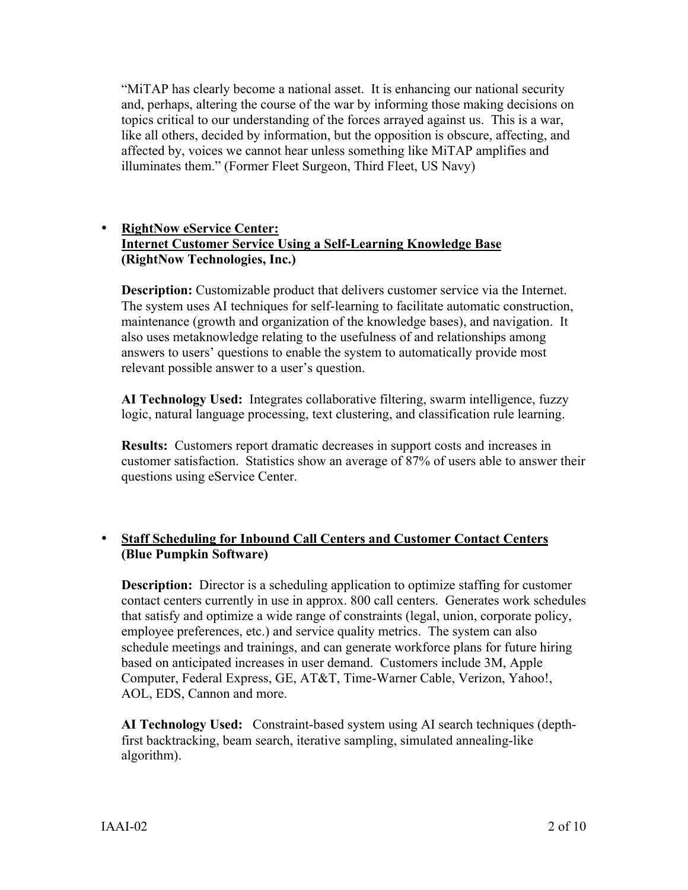"MiTAP has clearly become a national asset. It is enhancing our national security and, perhaps, altering the course of the war by informing those making decisions on topics critical to our understanding of the forces arrayed against us. This is a war, like all others, decided by information, but the opposition is obscure, affecting, and affected by, voices we cannot hear unless something like MiTAP amplifies and illuminates them." (Former Fleet Surgeon, Third Fleet, US Navy)

- **<u>RightNow eService Center:</u>**
  **<u>Internet Customer Service Using a Self-Learning Knowledge Base</u>**
  **(RightNow Technologies, Inc.)**

  **Description:** Customizable product that delivers customer service via the Internet. The system uses AI techniques for self-learning to facilitate automatic construction, maintenance (growth and organization of the knowledge bases), and navigation. It also uses metaknowledge relating to the usefulness of and relationships among answers to users' questions to enable the system to automatically provide most relevant possible answer to a user's question.

  **AI Technology Used:** Integrates collaborative filtering, swarm intelligence, fuzzy logic, natural language processing, text clustering, and classification rule learning.

  **Results:** Customers report dramatic decreases in support costs and increases in customer satisfaction. Statistics show an average of 87% of users able to answer their questions using eService Center.

- **<u>Staff Scheduling for Inbound Call Centers and Customer Contact Centers</u>**
  **(Blue Pumpkin Software)**

  **Description:** Director is a scheduling application to optimize staffing for customer contact centers currently in use in approx. 800 call centers. Generates work schedules that satisfy and optimize a wide range of constraints (legal, union, corporate policy, employee preferences, etc.) and service quality metrics. The system can also schedule meetings and trainings, and can generate workforce plans for future hiring based on anticipated increases in user demand. Customers include 3M, Apple Computer, Federal Express, GE, AT&T, Time-Warner Cable, Verizon, Yahoo!, AOL, EDS, Cannon and more.

  **AI Technology Used:** Constraint-based system using AI search techniques (depth-first backtracking, beam search, iterative sampling, simulated annealing-like algorithm).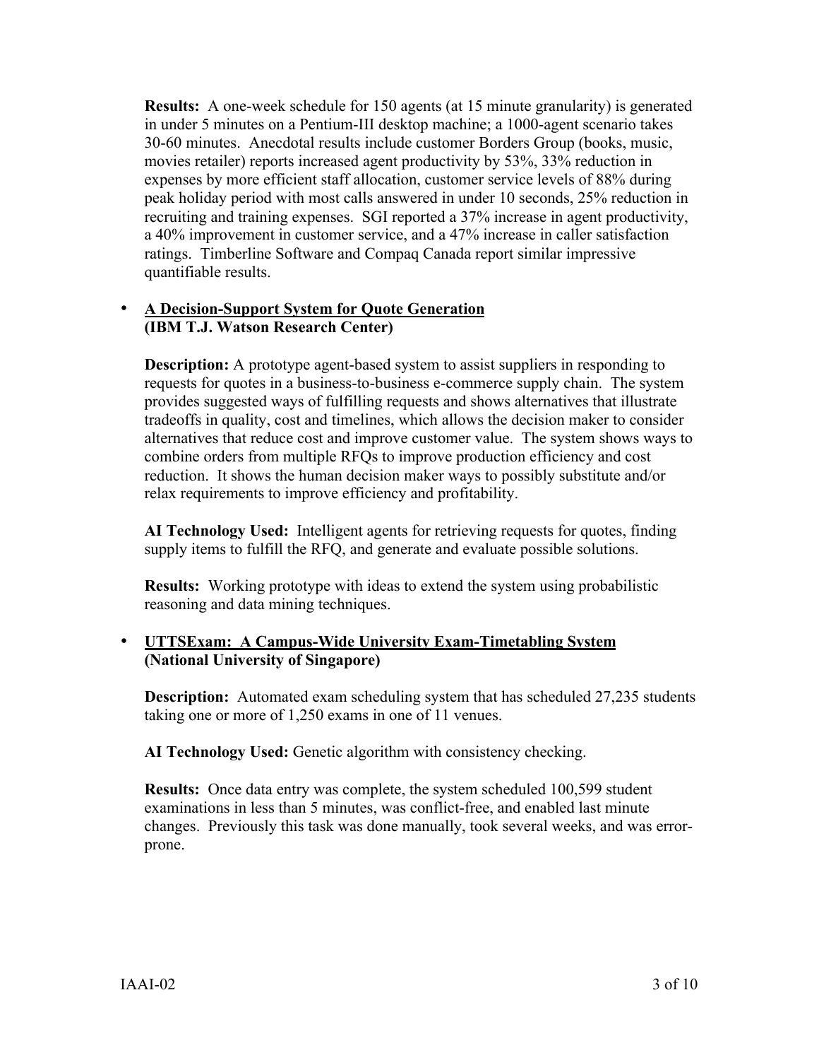**Results:** A one-week schedule for 150 agents (at 15 minute granularity) is generated in under 5 minutes on a Pentium-III desktop machine; a 1000-agent scenario takes 30-60 minutes. Anecdotal results include customer Borders Group (books, music, movies retailer) reports increased agent productivity by 53%, 33% reduction in expenses by more efficient staff allocation, customer service levels of 88% during peak holiday period with most calls answered in under 10 seconds, 25% reduction in recruiting and training expenses. SGI reported a 37% increase in agent productivity, a 40% improvement in customer service, and a 47% increase in caller satisfaction ratings. Timberline Software and Compaq Canada report similar impressive quantifiable results.

- **A Decision-Support System for Quote Generation**
  **(IBM T.J. Watson Research Center)**

  **Description:** A prototype agent-based system to assist suppliers in responding to requests for quotes in a business-to-business e-commerce supply chain. The system provides suggested ways of fulfilling requests and shows alternatives that illustrate tradeoffs in quality, cost and timelines, which allows the decision maker to consider alternatives that reduce cost and improve customer value. The system shows ways to combine orders from multiple RFQs to improve production efficiency and cost reduction. It shows the human decision maker ways to possibly substitute and/or relax requirements to improve efficiency and profitability.

  **AI Technology Used:** Intelligent agents for retrieving requests for quotes, finding supply items to fulfill the RFQ, and generate and evaluate possible solutions.

  **Results:** Working prototype with ideas to extend the system using probabilistic reasoning and data mining techniques.

- **UTTSExam: A Campus-Wide University Exam-Timetabling System**
  **(National University of Singapore)**

  **Description:** Automated exam scheduling system that has scheduled 27,235 students taking one or more of 1,250 exams in one of 11 venues.

  **AI Technology Used:** Genetic algorithm with consistency checking.

  **Results:** Once data entry was complete, the system scheduled 100,599 student examinations in less than 5 minutes, was conflict-free, and enabled last minute changes. Previously this task was done manually, took several weeks, and was error-prone.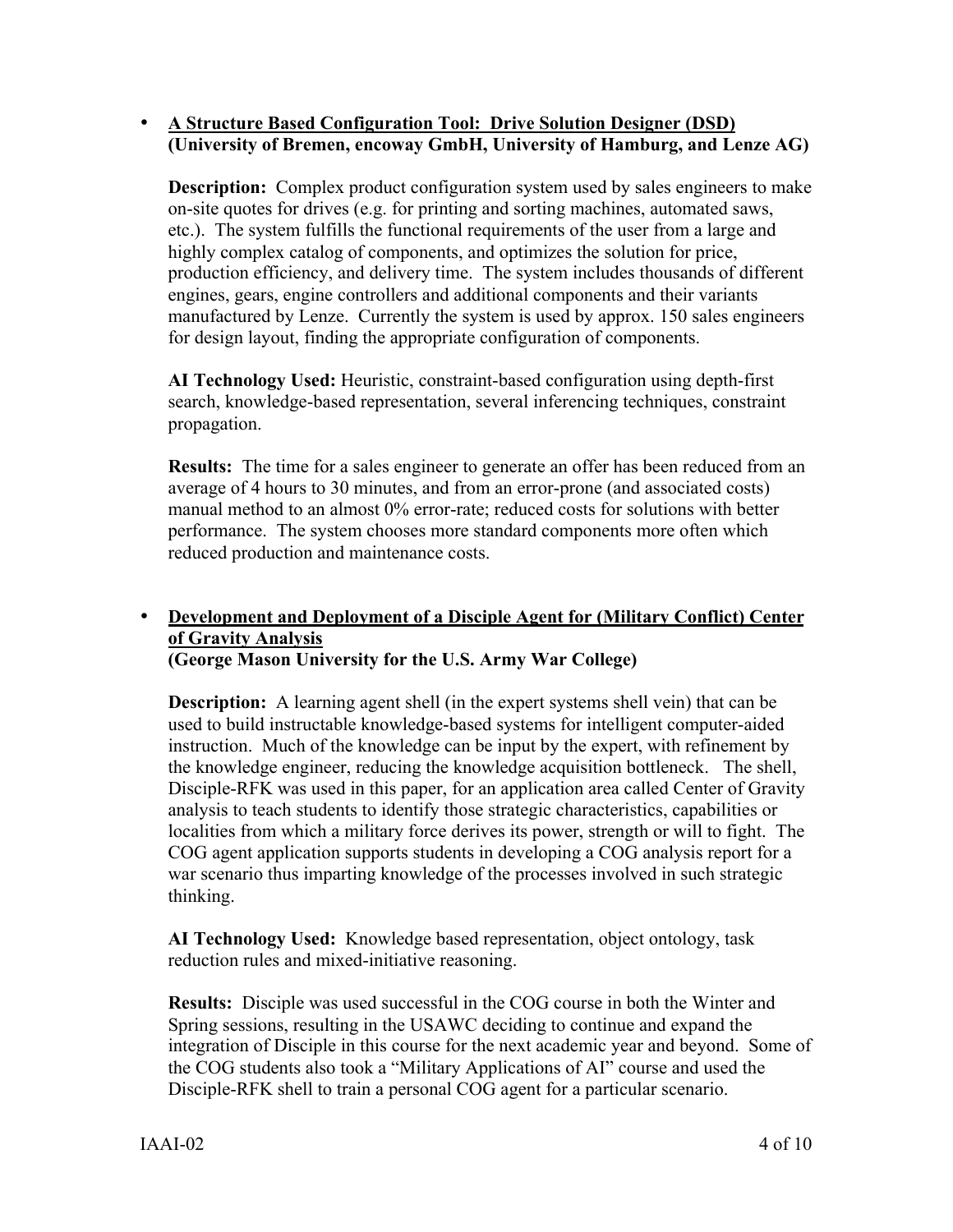- **<u>A Structure Based Configuration Tool: Drive Solution Designer (DSD)</u>**
  **(University of Bremen, encoway GmbH, University of Hamburg, and Lenze AG)**

  **Description:** Complex product configuration system used by sales engineers to make on-site quotes for drives (e.g. for printing and sorting machines, automated saws, etc.). The system fulfills the functional requirements of the user from a large and highly complex catalog of components, and optimizes the solution for price, production efficiency, and delivery time. The system includes thousands of different engines, gears, engine controllers and additional components and their variants manufactured by Lenze. Currently the system is used by approx. 150 sales engineers for design layout, finding the appropriate configuration of components.

  **AI Technology Used:** Heuristic, constraint-based configuration using depth-first search, knowledge-based representation, several inferencing techniques, constraint propagation.

  **Results:** The time for a sales engineer to generate an offer has been reduced from an average of 4 hours to 30 minutes, and from an error-prone (and associated costs) manual method to an almost 0% error-rate; reduced costs for solutions with better performance. The system chooses more standard components more often which reduced production and maintenance costs.

- **<u>Development and Deployment of a Disciple Agent for (Military Conflict) Center of Gravity Analysis</u>**
  **(George Mason University for the U.S. Army War College)**

  **Description:** A learning agent shell (in the expert systems shell vein) that can be used to build instructable knowledge-based systems for intelligent computer-aided instruction. Much of the knowledge can be input by the expert, with refinement by the knowledge engineer, reducing the knowledge acquisition bottleneck. The shell, Disciple-RFK was used in this paper, for an application area called Center of Gravity analysis to teach students to identify those strategic characteristics, capabilities or localities from which a military force derives its power, strength or will to fight. The COG agent application supports students in developing a COG analysis report for a war scenario thus imparting knowledge of the processes involved in such strategic thinking.

  **AI Technology Used:** Knowledge based representation, object ontology, task reduction rules and mixed-initiative reasoning.

  **Results:** Disciple was used successful in the COG course in both the Winter and Spring sessions, resulting in the USAWC deciding to continue and expand the integration of Disciple in this course for the next academic year and beyond. Some of the COG students also took a "Military Applications of AI" course and used the Disciple-RFK shell to train a personal COG agent for a particular scenario.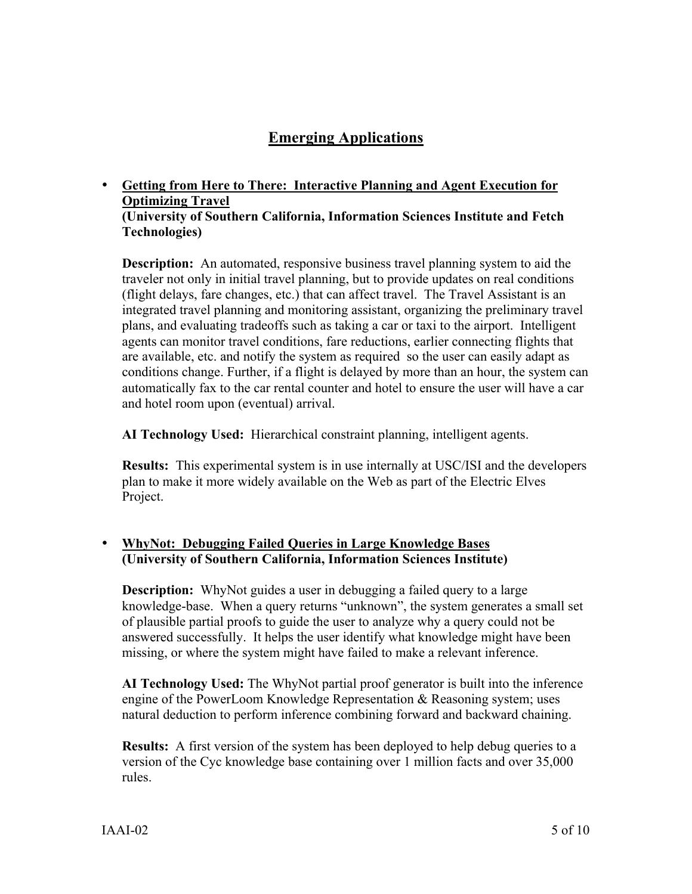# Emerging Applications

- **<u>Getting from Here to There: Interactive Planning and Agent Execution for Optimizing Travel</u>**
  **(University of Southern California, Information Sciences Institute and Fetch Technologies)**

  **Description:** An automated, responsive business travel planning system to aid the traveler not only in initial travel planning, but to provide updates on real conditions (flight delays, fare changes, etc.) that can affect travel. The Travel Assistant is an integrated travel planning and monitoring assistant, organizing the preliminary travel plans, and evaluating tradeoffs such as taking a car or taxi to the airport. Intelligent agents can monitor travel conditions, fare reductions, earlier connecting flights that are available, etc. and notify the system as required so the user can easily adapt as conditions change. Further, if a flight is delayed by more than an hour, the system can automatically fax to the car rental counter and hotel to ensure the user will have a car and hotel room upon (eventual) arrival.

  **AI Technology Used:** Hierarchical constraint planning, intelligent agents.

  **Results:** This experimental system is in use internally at USC/ISI and the developers plan to make it more widely available on the Web as part of the Electric Elves Project.

- **<u>WhyNot: Debugging Failed Queries in Large Knowledge Bases</u>**
  **(University of Southern California, Information Sciences Institute)**

  **Description:** WhyNot guides a user in debugging a failed query to a large knowledge-base. When a query returns "unknown", the system generates a small set of plausible partial proofs to guide the user to analyze why a query could not be answered successfully. It helps the user identify what knowledge might have been missing, or where the system might have failed to make a relevant inference.

  **AI Technology Used:** The WhyNot partial proof generator is built into the inference engine of the PowerLoom Knowledge Representation & Reasoning system; uses natural deduction to perform inference combining forward and backward chaining.

  **Results:** A first version of the system has been deployed to help debug queries to a version of the Cyc knowledge base containing over 1 million facts and over 35,000 rules.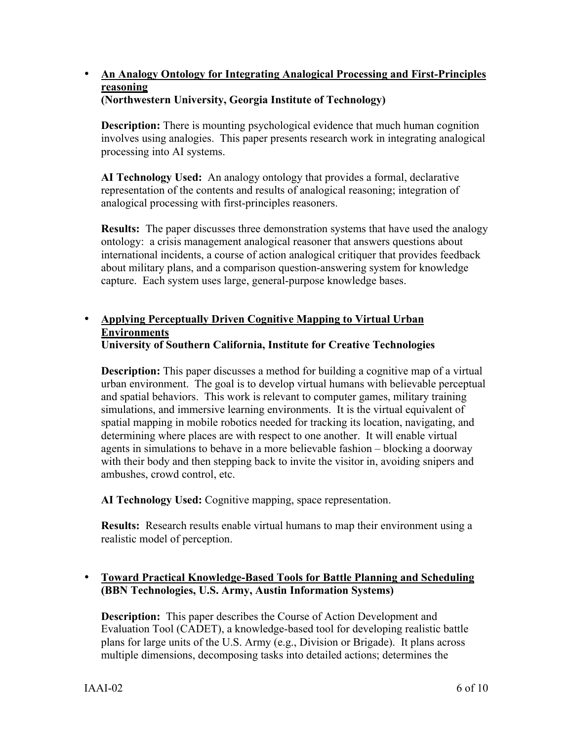- **<u>An Analogy Ontology for Integrating Analogical Processing and First-Principles reasoning</u>**
  **(Northwestern University, Georgia Institute of Technology)**

  **Description:** There is mounting psychological evidence that much human cognition involves using analogies. This paper presents research work in integrating analogical processing into AI systems.

  **AI Technology Used:** An analogy ontology that provides a formal, declarative representation of the contents and results of analogical reasoning; integration of analogical processing with first-principles reasoners.

  **Results:** The paper discusses three demonstration systems that have used the analogy ontology: a crisis management analogical reasoner that answers questions about international incidents, a course of action analogical critiquer that provides feedback about military plans, and a comparison question-answering system for knowledge capture. Each system uses large, general-purpose knowledge bases.

- **<u>Applying Perceptually Driven Cognitive Mapping to Virtual Urban Environments</u>**
  **University of Southern California, Institute for Creative Technologies**

  **Description:** This paper discusses a method for building a cognitive map of a virtual urban environment. The goal is to develop virtual humans with believable perceptual and spatial behaviors. This work is relevant to computer games, military training simulations, and immersive learning environments. It is the virtual equivalent of spatial mapping in mobile robotics needed for tracking its location, navigating, and determining where places are with respect to one another. It will enable virtual agents in simulations to behave in a more believable fashion – blocking a doorway with their body and then stepping back to invite the visitor in, avoiding snipers and ambushes, crowd control, etc.

  **AI Technology Used:** Cognitive mapping, space representation.

  **Results:** Research results enable virtual humans to map their environment using a realistic model of perception.

- **<u>Toward Practical Knowledge-Based Tools for Battle Planning and Scheduling</u>**
  **(BBN Technologies, U.S. Army, Austin Information Systems)**

  **Description:** This paper describes the Course of Action Development and Evaluation Tool (CADET), a knowledge-based tool for developing realistic battle plans for large units of the U.S. Army (e.g., Division or Brigade). It plans across multiple dimensions, decomposing tasks into detailed actions; determines the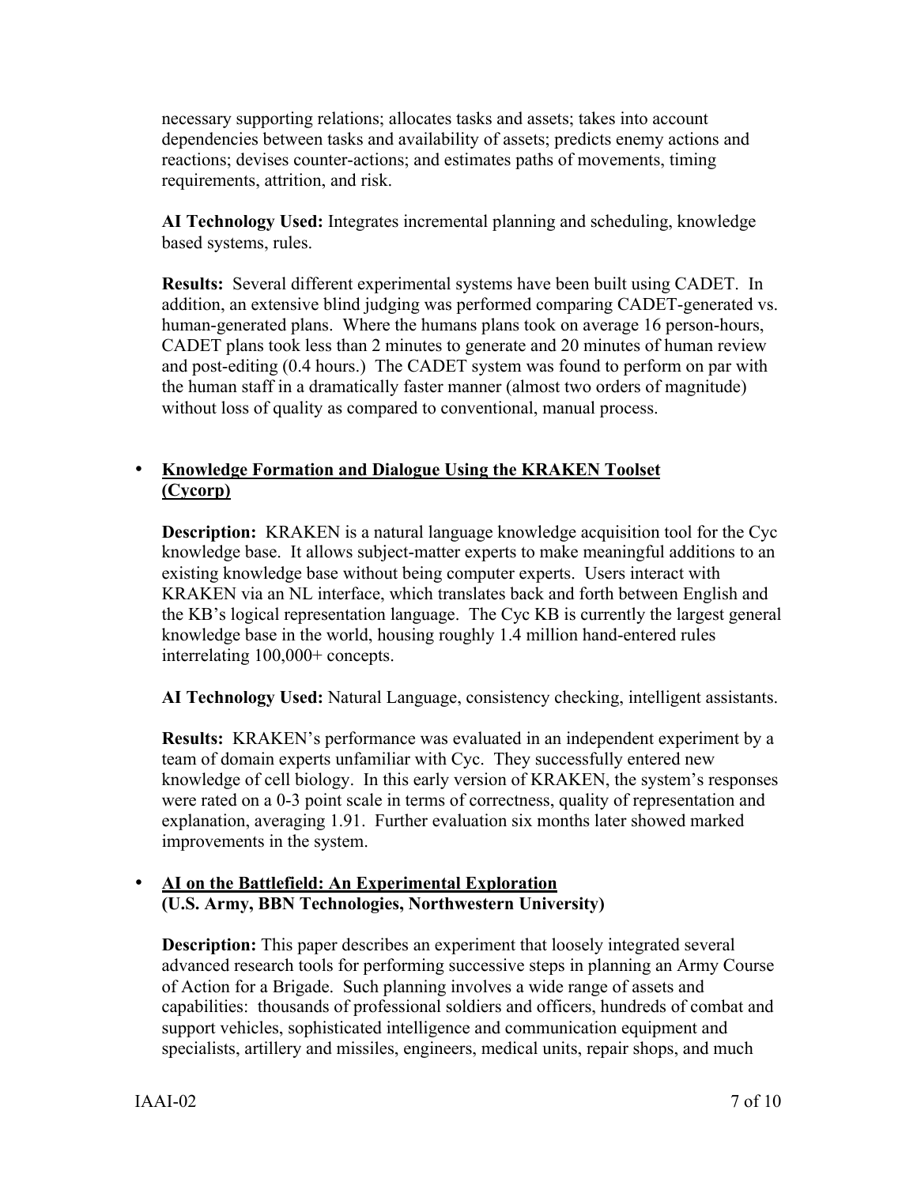necessary supporting relations; allocates tasks and assets; takes into account dependencies between tasks and availability of assets; predicts enemy actions and reactions; devises counter-actions; and estimates paths of movements, timing requirements, attrition, and risk.

**AI Technology Used:** Integrates incremental planning and scheduling, knowledge based systems, rules.

**Results:** Several different experimental systems have been built using CADET. In addition, an extensive blind judging was performed comparing CADET-generated vs. human-generated plans. Where the humans plans took on average 16 person-hours, CADET plans took less than 2 minutes to generate and 20 minutes of human review and post-editing (0.4 hours.) The CADET system was found to perform on par with the human staff in a dramatically faster manner (almost two orders of magnitude) without loss of quality as compared to conventional, manual process.

- **Knowledge Formation and Dialogue Using the KRAKEN Toolset (Cycorp)**

  **Description:** KRAKEN is a natural language knowledge acquisition tool for the Cyc knowledge base. It allows subject-matter experts to make meaningful additions to an existing knowledge base without being computer experts. Users interact with KRAKEN via an NL interface, which translates back and forth between English and the KB's logical representation language. The Cyc KB is currently the largest general knowledge base in the world, housing roughly 1.4 million hand-entered rules interrelating 100,000+ concepts.

  **AI Technology Used:** Natural Language, consistency checking, intelligent assistants.

  **Results:** KRAKEN's performance was evaluated in an independent experiment by a team of domain experts unfamiliar with Cyc. They successfully entered new knowledge of cell biology. In this early version of KRAKEN, the system's responses were rated on a 0-3 point scale in terms of correctness, quality of representation and explanation, averaging 1.91. Further evaluation six months later showed marked improvements in the system.

- **AI on the Battlefield: An Experimental Exploration (U.S. Army, BBN Technologies, Northwestern University)**

  **Description:** This paper describes an experiment that loosely integrated several advanced research tools for performing successive steps in planning an Army Course of Action for a Brigade. Such planning involves a wide range of assets and capabilities: thousands of professional soldiers and officers, hundreds of combat and support vehicles, sophisticated intelligence and communication equipment and specialists, artillery and missiles, engineers, medical units, repair shops, and much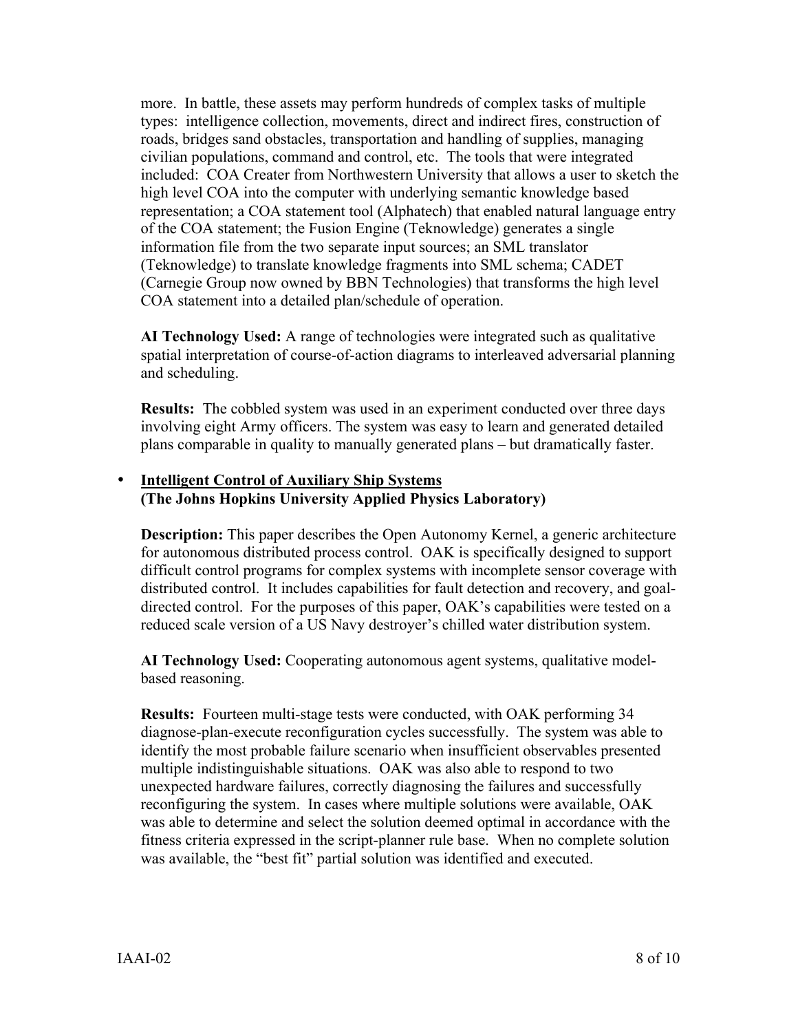more. In battle, these assets may perform hundreds of complex tasks of multiple types: intelligence collection, movements, direct and indirect fires, construction of roads, bridges sand obstacles, transportation and handling of supplies, managing civilian populations, command and control, etc. The tools that were integrated included: COA Creater from Northwestern University that allows a user to sketch the high level COA into the computer with underlying semantic knowledge based representation; a COA statement tool (Alphatech) that enabled natural language entry of the COA statement; the Fusion Engine (Teknowledge) generates a single information file from the two separate input sources; an SML translator (Teknowledge) to translate knowledge fragments into SML schema; CADET (Carnegie Group now owned by BBN Technologies) that transforms the high level COA statement into a detailed plan/schedule of operation.

**AI Technology Used:** A range of technologies were integrated such as qualitative spatial interpretation of course-of-action diagrams to interleaved adversarial planning and scheduling.

**Results:** The cobbled system was used in an experiment conducted over three days involving eight Army officers. The system was easy to learn and generated detailed plans comparable in quality to manually generated plans – but dramatically faster.

- **Intelligent Control of Auxiliary Ship Systems**
  **(The Johns Hopkins University Applied Physics Laboratory)**

  **Description:** This paper describes the Open Autonomy Kernel, a generic architecture for autonomous distributed process control. OAK is specifically designed to support difficult control programs for complex systems with incomplete sensor coverage with distributed control. It includes capabilities for fault detection and recovery, and goal-directed control. For the purposes of this paper, OAK's capabilities were tested on a reduced scale version of a US Navy destroyer's chilled water distribution system.

  **AI Technology Used:** Cooperating autonomous agent systems, qualitative model-based reasoning.

  **Results:** Fourteen multi-stage tests were conducted, with OAK performing 34 diagnose-plan-execute reconfiguration cycles successfully. The system was able to identify the most probable failure scenario when insufficient observables presented multiple indistinguishable situations. OAK was also able to respond to two unexpected hardware failures, correctly diagnosing the failures and successfully reconfiguring the system. In cases where multiple solutions were available, OAK was able to determine and select the solution deemed optimal in accordance with the fitness criteria expressed in the script-planner rule base. When no complete solution was available, the "best fit" partial solution was identified and executed.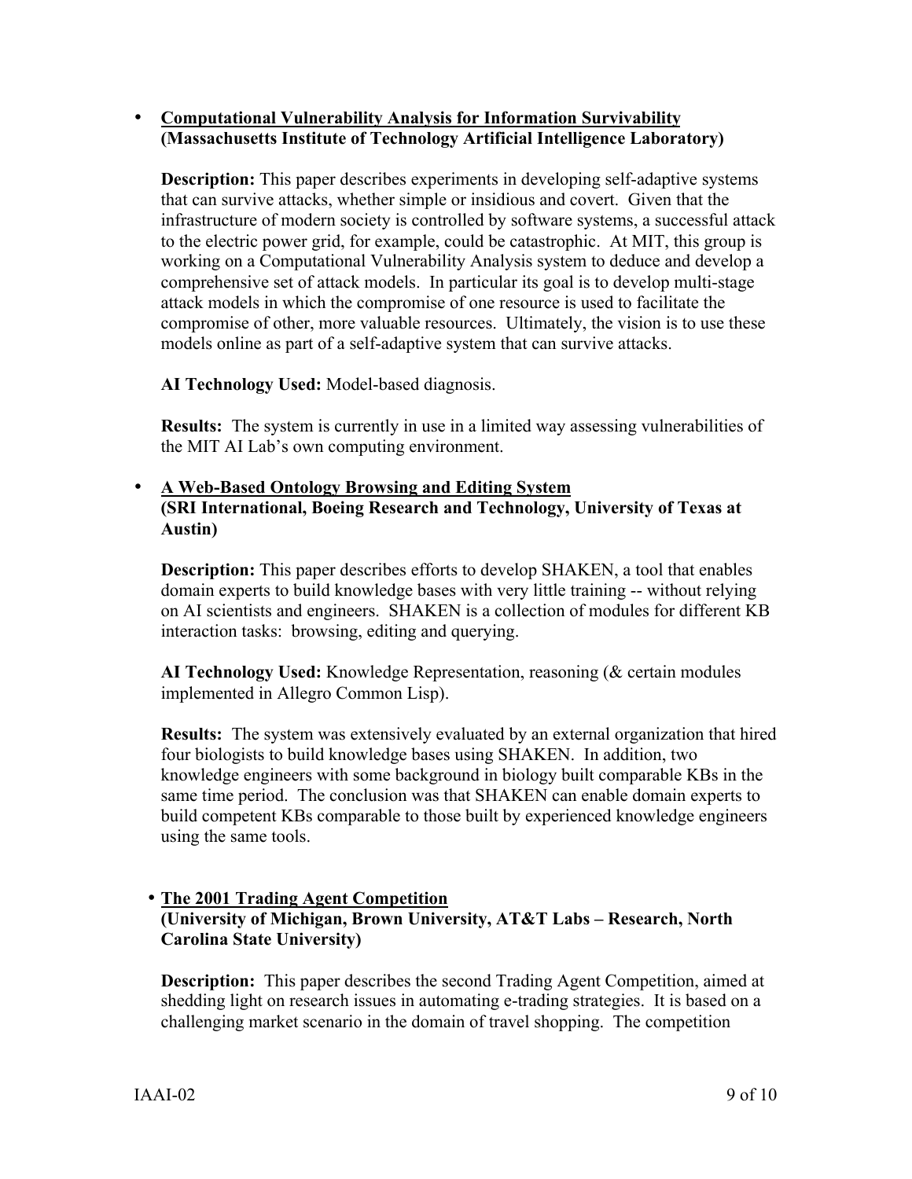- **<u>Computational Vulnerability Analysis for Information Survivability</u>**
  **(Massachusetts Institute of Technology Artificial Intelligence Laboratory)**

  **Description:** This paper describes experiments in developing self-adaptive systems that can survive attacks, whether simple or insidious and covert. Given that the infrastructure of modern society is controlled by software systems, a successful attack to the electric power grid, for example, could be catastrophic. At MIT, this group is working on a Computational Vulnerability Analysis system to deduce and develop a comprehensive set of attack models. In particular its goal is to develop multi-stage attack models in which the compromise of one resource is used to facilitate the compromise of other, more valuable resources. Ultimately, the vision is to use these models online as part of a self-adaptive system that can survive attacks.

  **AI Technology Used:** Model-based diagnosis.

  **Results:** The system is currently in use in a limited way assessing vulnerabilities of the MIT AI Lab's own computing environment.

- **<u>A Web-Based Ontology Browsing and Editing System</u>**
  **(SRI International, Boeing Research and Technology, University of Texas at Austin)**

  **Description:** This paper describes efforts to develop SHAKEN, a tool that enables domain experts to build knowledge bases with very little training -- without relying on AI scientists and engineers. SHAKEN is a collection of modules for different KB interaction tasks: browsing, editing and querying.

  **AI Technology Used:** Knowledge Representation, reasoning (& certain modules implemented in Allegro Common Lisp).

  **Results:** The system was extensively evaluated by an external organization that hired four biologists to build knowledge bases using SHAKEN. In addition, two knowledge engineers with some background in biology built comparable KBs in the same time period. The conclusion was that SHAKEN can enable domain experts to build competent KBs comparable to those built by experienced knowledge engineers using the same tools.

- **<u>The 2001 Trading Agent Competition</u>**
  **(University of Michigan, Brown University, AT&T Labs – Research, North Carolina State University)**

  **Description:** This paper describes the second Trading Agent Competition, aimed at shedding light on research issues in automating e-trading strategies. It is based on a challenging market scenario in the domain of travel shopping. The competition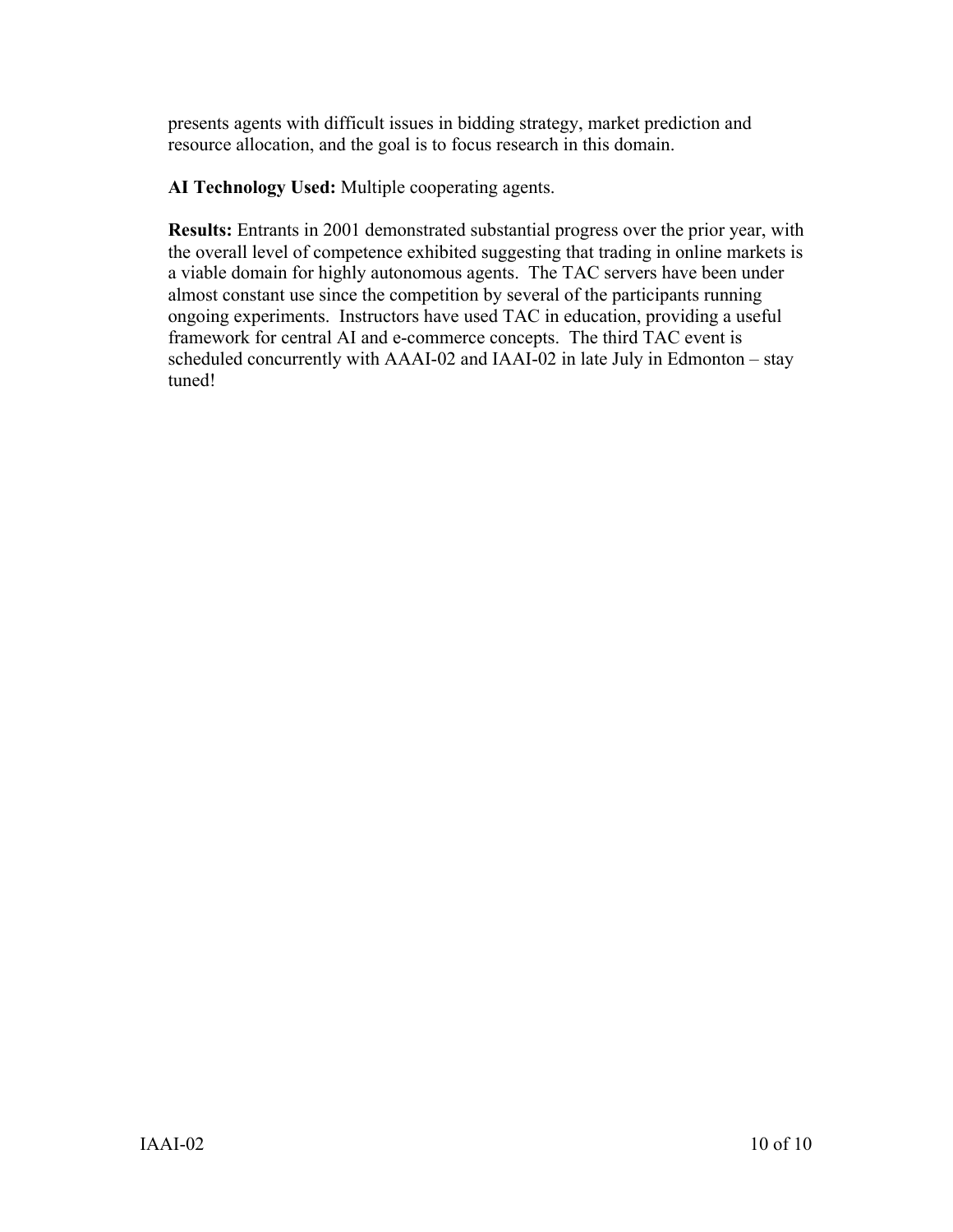presents agents with difficult issues in bidding strategy, market prediction and resource allocation, and the goal is to focus research in this domain.

**AI Technology Used:** Multiple cooperating agents.

**Results:** Entrants in 2001 demonstrated substantial progress over the prior year, with the overall level of competence exhibited suggesting that trading in online markets is a viable domain for highly autonomous agents. The TAC servers have been under almost constant use since the competition by several of the participants running ongoing experiments. Instructors have used TAC in education, providing a useful framework for central AI and e-commerce concepts. The third TAC event is scheduled concurrently with AAAI-02 and IAAI-02 in late July in Edmonton – stay tuned!